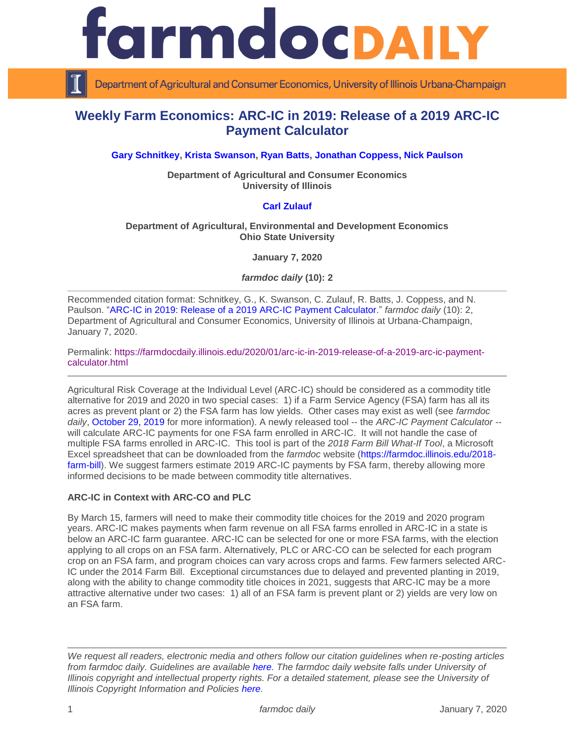# Weekly Farm Economics: ARC-IC in 2019: Release of a 2019 ARC-IC Payment Calculator

**Gary Schnitkey, Krista Swanson, Ryan Batts, Jonathan Coppess, Nick Paulson**

**Department of Agricultural and Consumer Economics**
**University of Illinois**

**Carl Zulauf**

**Department of Agricultural, Environmental and Development Economics**
**Ohio State University**

**January 7, 2020**

***farmdoc daily* (10): 2**

---

Recommended citation format: Schnitkey, G., K. Swanson, C. Zulauf, R. Batts, J. Coppess, and N. Paulson. "ARC-IC in 2019: Release of a 2019 ARC-IC Payment Calculator." *farmdoc daily* (10): 2, Department of Agricultural and Consumer Economics, University of Illinois at Urbana-Champaign, January 7, 2020.

Permalink: https://farmdocdaily.illinois.edu/2020/01/arc-ic-in-2019-release-of-a-2019-arc-ic-payment-calculator.html

---

Agricultural Risk Coverage at the Individual Level (ARC-IC) should be considered as a commodity title alternative for 2019 and 2020 in two special cases: 1) if a Farm Service Agency (FSA) farm has all its acres as prevent plant or 2) the FSA farm has low yields. Other cases may exist as well (see *farmdoc daily*, October 29, 2019 for more information). A newly released tool -- the *ARC-IC Payment Calculator* -- will calculate ARC-IC payments for one FSA farm enrolled in ARC-IC. It will not handle the case of multiple FSA farms enrolled in ARC-IC. This tool is part of the *2018 Farm Bill What-If Tool*, a Microsoft Excel spreadsheet that can be downloaded from the *farmdoc* website (https://farmdoc.illinois.edu/2018-farm-bill). We suggest farmers estimate 2019 ARC-IC payments by FSA farm, thereby allowing more informed decisions to be made between commodity title alternatives.

**ARC-IC in Context with ARC-CO and PLC**

By March 15, farmers will need to make their commodity title choices for the 2019 and 2020 program years. ARC-IC makes payments when farm revenue on all FSA farms enrolled in ARC-IC in a state is below an ARC-IC farm guarantee. ARC-IC can be selected for one or more FSA farms, with the election applying to all crops on an FSA farm. Alternatively, PLC or ARC-CO can be selected for each program crop on an FSA farm, and program choices can vary across crops and farms. Few farmers selected ARC-IC under the 2014 Farm Bill. Exceptional circumstances due to delayed and prevented planting in 2019, along with the ability to change commodity title choices in 2021, suggests that ARC-IC may be a more attractive alternative under two cases: 1) all of an FSA farm is prevent plant or 2) yields are very low on an FSA farm.

---

*We request all readers, electronic media and others follow our citation guidelines when re-posting articles from farmdoc daily. Guidelines are available here. The farmdoc daily website falls under University of Illinois copyright and intellectual property rights. For a detailed statement, please see the University of Illinois Copyright Information and Policies here.*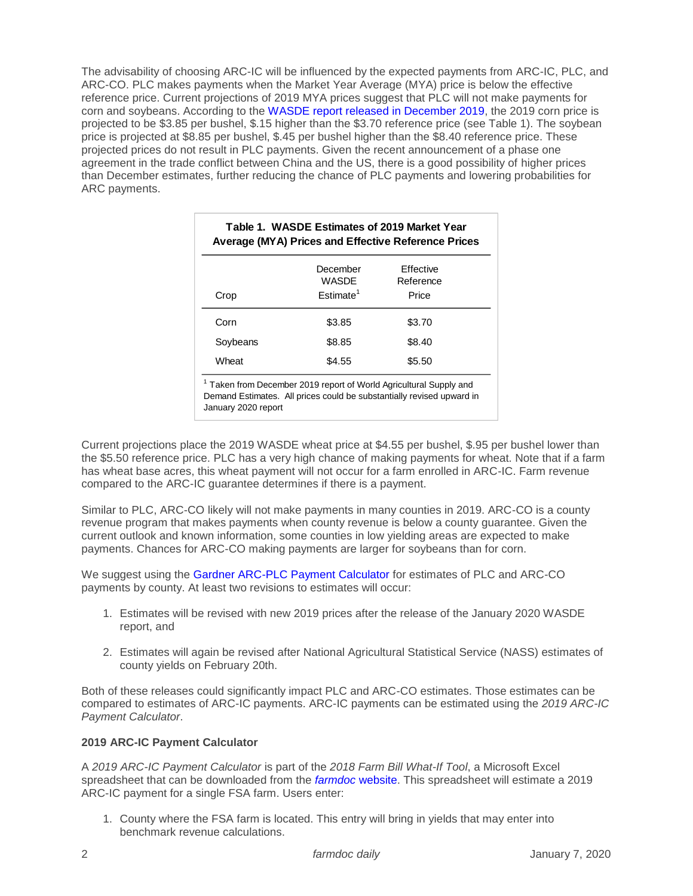The advisability of choosing ARC-IC will be influenced by the expected payments from ARC-IC, PLC, and ARC-CO. PLC makes payments when the Market Year Average (MYA) price is below the effective reference price. Current projections of 2019 MYA prices suggest that PLC will not make payments for corn and soybeans. According to the WASDE report released in December 2019, the 2019 corn price is projected to be $3.85 per bushel, $.15 higher than the $3.70 reference price (see Table 1). The soybean price is projected at $8.85 per bushel, $.45 per bushel higher than the $8.40 reference price. These projected prices do not result in PLC payments. Given the recent announcement of a phase one agreement in the trade conflict between China and the US, there is a good possibility of higher prices than December estimates, further reducing the chance of PLC payments and lowering probabilities for ARC payments.

**Table 1. WASDE Estimates of 2019 Market Year Average (MYA) Prices and Effective Reference Prices**

| Crop | December WASDE Estimate[1] | Effective Reference Price |
|---|---|---|
| Corn | $3.85 | $3.70 |
| Soybeans | $8.85 | $8.40 |
| Wheat | $4.55 | $5.50 |

[1] Taken from December 2019 report of World Agricultural Supply and Demand Estimates. All prices could be substantially revised upward in January 2020 report

Current projections place the 2019 WASDE wheat price at $4.55 per bushel, $.95 per bushel lower than the $5.50 reference price. PLC has a very high chance of making payments for wheat. Note that if a farm has wheat base acres, this wheat payment will not occur for a farm enrolled in ARC-IC. Farm revenue compared to the ARC-IC guarantee determines if there is a payment.

Similar to PLC, ARC-CO likely will not make payments in many counties in 2019. ARC-CO is a county revenue program that makes payments when county revenue is below a county guarantee. Given the current outlook and known information, some counties in low yielding areas are expected to make payments. Chances for ARC-CO making payments are larger for soybeans than for corn.

We suggest using the Gardner ARC-PLC Payment Calculator for estimates of PLC and ARC-CO payments by county. At least two revisions to estimates will occur:

1. Estimates will be revised with new 2019 prices after the release of the January 2020 WASDE report, and
2. Estimates will again be revised after National Agricultural Statistical Service (NASS) estimates of county yields on February 20th.

Both of these releases could significantly impact PLC and ARC-CO estimates. Those estimates can be compared to estimates of ARC-IC payments. ARC-IC payments can be estimated using the *2019 ARC-IC Payment Calculator*.

**2019 ARC-IC Payment Calculator**

A *2019 ARC-IC Payment Calculator* is part of the *2018 Farm Bill What-If Tool*, a Microsoft Excel spreadsheet that can be downloaded from the *farmdoc* website. This spreadsheet will estimate a 2019 ARC-IC payment for a single FSA farm. Users enter:

1. County where the FSA farm is located. This entry will bring in yields that may enter into benchmark revenue calculations.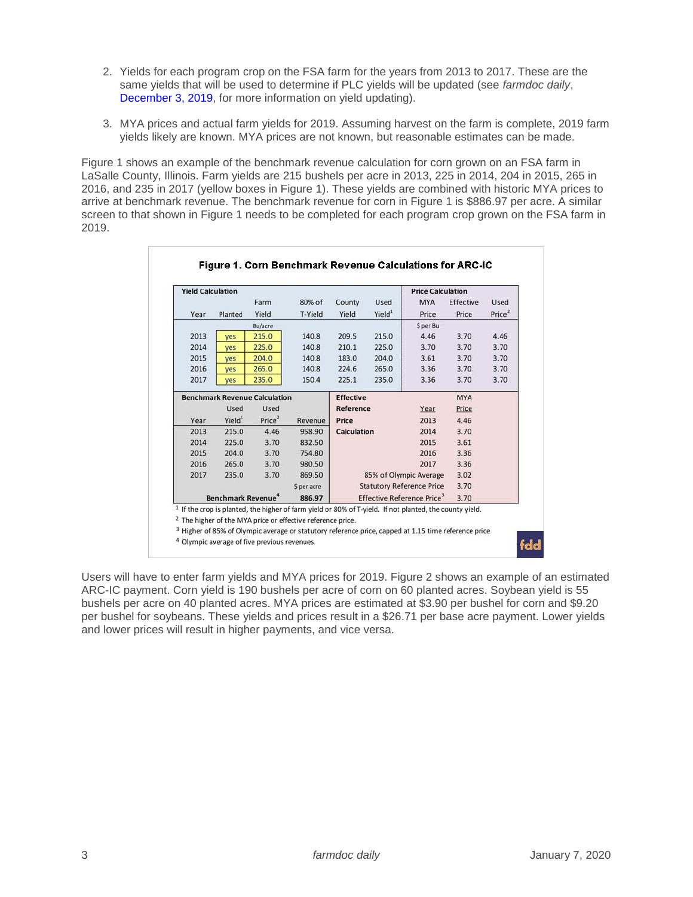2. Yields for each program crop on the FSA farm for the years from 2013 to 2017. These are the same yields that will be used to determine if PLC yields will be updated (see *farmdoc daily*, December 3, 2019, for more information on yield updating).

3. MYA prices and actual farm yields for 2019. Assuming harvest on the farm is complete, 2019 farm yields likely are known. MYA prices are not known, but reasonable estimates can be made.

Figure 1 shows an example of the benchmark revenue calculation for corn grown on an FSA farm in LaSalle County, Illinois. Farm yields are 215 bushels per acre in 2013, 225 in 2014, 204 in 2015, 265 in 2016, and 235 in 2017 (yellow boxes in Figure 1). These yields are combined with historic MYA prices to arrive at benchmark revenue. The benchmark revenue for corn in Figure 1 is $886.97 per acre. A similar screen to that shown in Figure 1 needs to be completed for each program crop grown on the FSA farm in 2019.

**Figure 1. Corn Benchmark Revenue Calculations for ARC-IC**

| Yield Calculation | | | | | | Price Calculation | | |
|---|---|---|---|---|---|---|---|---|
| Year | Planted | Farm Yield | 80% of T-Yield | County Yield | Used Yield[1] | MYA Price | Effective Price | Used Price[2] |
| | | Bu/acre | | | | $ per Bu | | |
| 2013 | yes | 215.0 | 140.8 | 209.5 | 215.0 | 4.46 | 3.70 | 4.46 |
| 2014 | yes | 225.0 | 140.8 | 210.1 | 225.0 | 3.70 | 3.70 | 3.70 |
| 2015 | yes | 204.0 | 140.8 | 183.0 | 204.0 | 3.61 | 3.70 | 3.70 |
| 2016 | yes | 265.0 | 140.8 | 224.6 | 265.0 | 3.36 | 3.70 | 3.70 |
| 2017 | yes | 235.0 | 150.4 | 225.1 | 235.0 | 3.36 | 3.70 | 3.70 |

| Benchmark Revenue Calculation | | | | Effective Reference Price Calculation | | |
|---|---|---|---|---|---|---|
| Year | Used Yield[1] | Used Price[2] | Revenue | | Year | MYA Price |
| 2013 | 215.0 | 4.46 | 958.90 | | 2013 | 4.46 |
| 2014 | 225.0 | 3.70 | 832.50 | | 2014 | 3.70 |
| 2015 | 204.0 | 3.70 | 754.80 | | 2015 | 3.61 |
| 2016 | 265.0 | 3.70 | 980.50 | | 2016 | 3.36 |
| 2017 | 235.0 | 3.70 | 869.50 | | 2017 | 3.36 |
| | | | $ per acre | 85% of Olympic Average | | 3.02 |
| | | | | Statutory Reference Price | | 3.70 |
| Benchmark Revenue[4] | | | 886.97 | Effective Reference Price[3] | | 3.70 |

[1] If the crop is planted, the higher of farm yield or 80% of T-yield. If not planted, the county yield.
[2] The higher of the MYA price or effective reference price.
[3] Higher of 85% of Olympic average or statutory reference price, capped at 1.15 time reference price
[4] Olympic average of five previous revenues.

Users will have to enter farm yields and MYA prices for 2019. Figure 2 shows an example of an estimated ARC-IC payment. Corn yield is 190 bushels per acre of corn on 60 planted acres. Soybean yield is 55 bushels per acre on 40 planted acres. MYA prices are estimated at $3.90 per bushel for corn and $9.20 per bushel for soybeans. These yields and prices result in a $26.71 per base acre payment. Lower yields and lower prices will result in higher payments, and vice versa.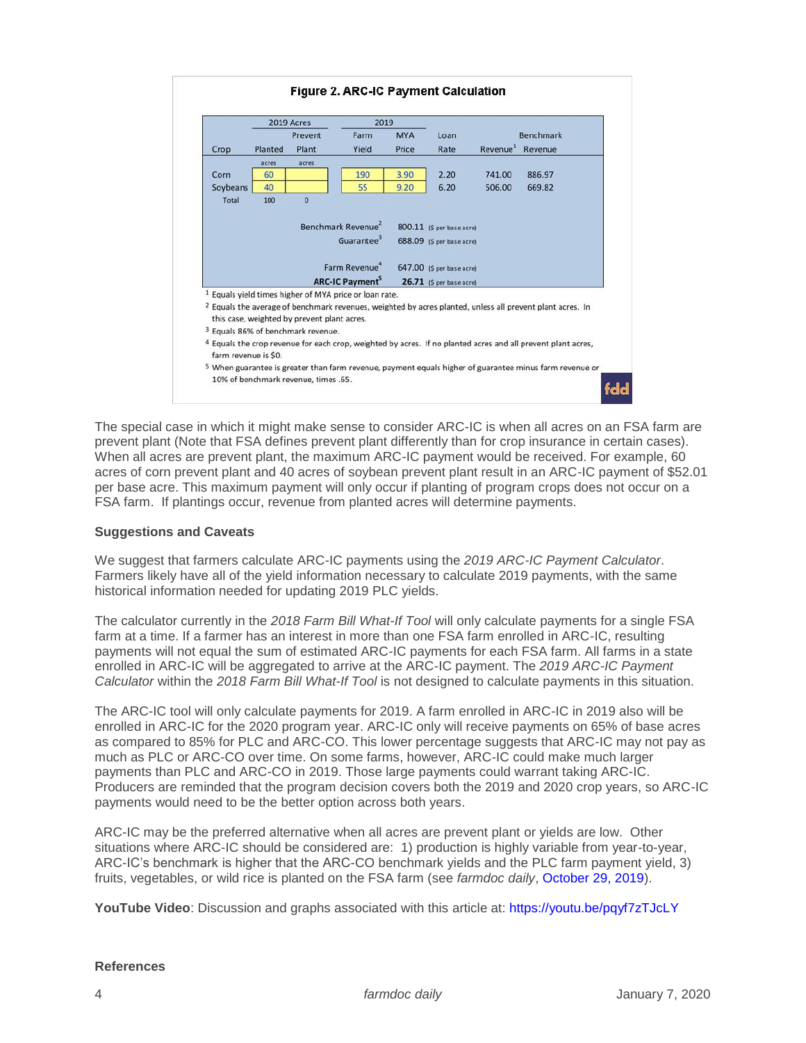**Figure 2. ARC-IC Payment Calculation**

| | 2019 Acres | | 2019 | | | | |
|---|---|---|---|---|---|---|---|
| Crop | Planted | Prevent Plant | Farm Yield | MYA Price | Loan Rate | Revenue[1] | Benchmark Revenue |
| | acres | acres | | | | | |
| Corn | 60 | | 190 | 3.90 | 2.20 | 741.00 | 886.97 |
| Soybeans | 40 | | 55 | 9.20 | 6.20 | 506.00 | 669.82 |
| Total | 100 | 0 | | | | | |

| | | |
|---|---|---|
| Benchmark Revenue[2] | 800.11 | ($ per base acre) |
| Guarantee[3] | 688.09 | ($ per base acre) |
| Farm Revenue[4] | 647.00 | ($ per base acre) |
| **ARC-IC Payment[5]** | **26.71** | ($ per base acre) |

[1] Equals yield times higher of MYA price or loan rate.

[2] Equals the average of benchmark revenues, weighted by acres planted, unless all prevent plant acres. In this case, weighted by prevent plant acres.

[3] Equals 86% of benchmark revenue.

[4] Equals the crop revenue for each crop, weighted by acres. If no planted acres and all prevent plant acres, farm revenue is $0.

[5] When guarantee is greater than farm revenue, payment equals higher of guarantee minus farm revenue or 10% of benchmark revenue, times .65.

The special case in which it might make sense to consider ARC-IC is when all acres on an FSA farm are prevent plant (Note that FSA defines prevent plant differently than for crop insurance in certain cases). When all acres are prevent plant, the maximum ARC-IC payment would be received. For example, 60 acres of corn prevent plant and 40 acres of soybean prevent plant result in an ARC-IC payment of $52.01 per base acre. This maximum payment will only occur if planting of program crops does not occur on a FSA farm. If plantings occur, revenue from planted acres will determine payments.

**Suggestions and Caveats**

We suggest that farmers calculate ARC-IC payments using the *2019 ARC-IC Payment Calculator*. Farmers likely have all of the yield information necessary to calculate 2019 payments, with the same historical information needed for updating 2019 PLC yields.

The calculator currently in the *2018 Farm Bill What-If Tool* will only calculate payments for a single FSA farm at a time. If a farmer has an interest in more than one FSA farm enrolled in ARC-IC, resulting payments will not equal the sum of estimated ARC-IC payments for each FSA farm. All farms in a state enrolled in ARC-IC will be aggregated to arrive at the ARC-IC payment. The *2019 ARC-IC Payment Calculator* within the *2018 Farm Bill What-If Tool* is not designed to calculate payments in this situation.

The ARC-IC tool will only calculate payments for 2019. A farm enrolled in ARC-IC in 2019 also will be enrolled in ARC-IC for the 2020 program year. ARC-IC only will receive payments on 65% of base acres as compared to 85% for PLC and ARC-CO. This lower percentage suggests that ARC-IC may not pay as much as PLC or ARC-CO over time. On some farms, however, ARC-IC could make much larger payments than PLC and ARC-CO in 2019. Those large payments could warrant taking ARC-IC. Producers are reminded that the program decision covers both the 2019 and 2020 crop years, so ARC-IC payments would need to be the better option across both years.

ARC-IC may be the preferred alternative when all acres are prevent plant or yields are low. Other situations where ARC-IC should be considered are: 1) production is highly variable from year-to-year, ARC-IC's benchmark is higher that the ARC-CO benchmark yields and the PLC farm payment yield, 3) fruits, vegetables, or wild rice is planted on the FSA farm (see *farmdoc daily*, October 29, 2019).

**YouTube Video**: Discussion and graphs associated with this article at: https://youtu.be/pqyf7zTJcLY

**References**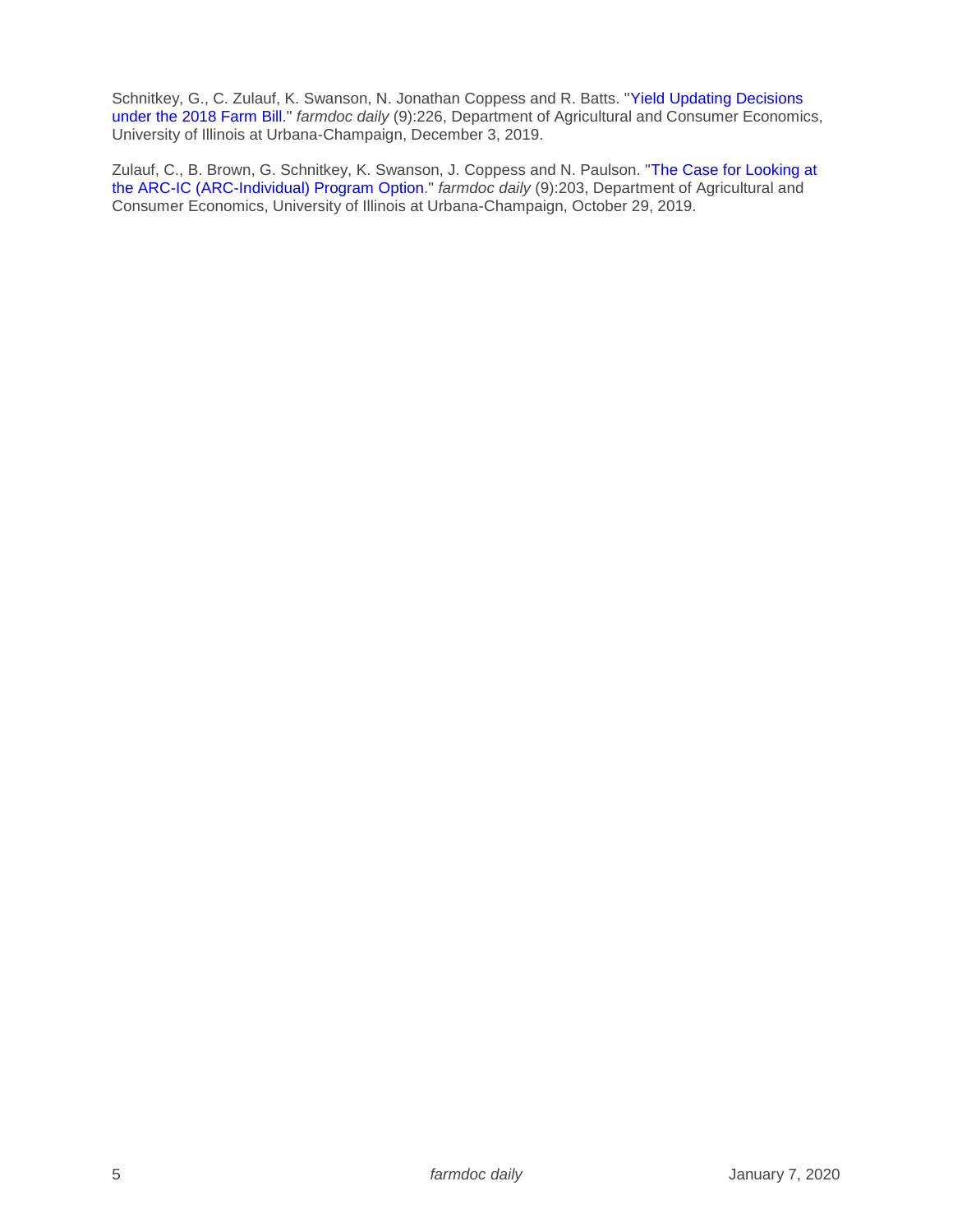Schnitkey, G., C. Zulauf, K. Swanson, N. Jonathan Coppess and R. Batts. "Yield Updating Decisions under the 2018 Farm Bill." *farmdoc daily* (9):226, Department of Agricultural and Consumer Economics, University of Illinois at Urbana-Champaign, December 3, 2019.

Zulauf, C., B. Brown, G. Schnitkey, K. Swanson, J. Coppess and N. Paulson. "The Case for Looking at the ARC-IC (ARC-Individual) Program Option." *farmdoc daily* (9):203, Department of Agricultural and Consumer Economics, University of Illinois at Urbana-Champaign, October 29, 2019.